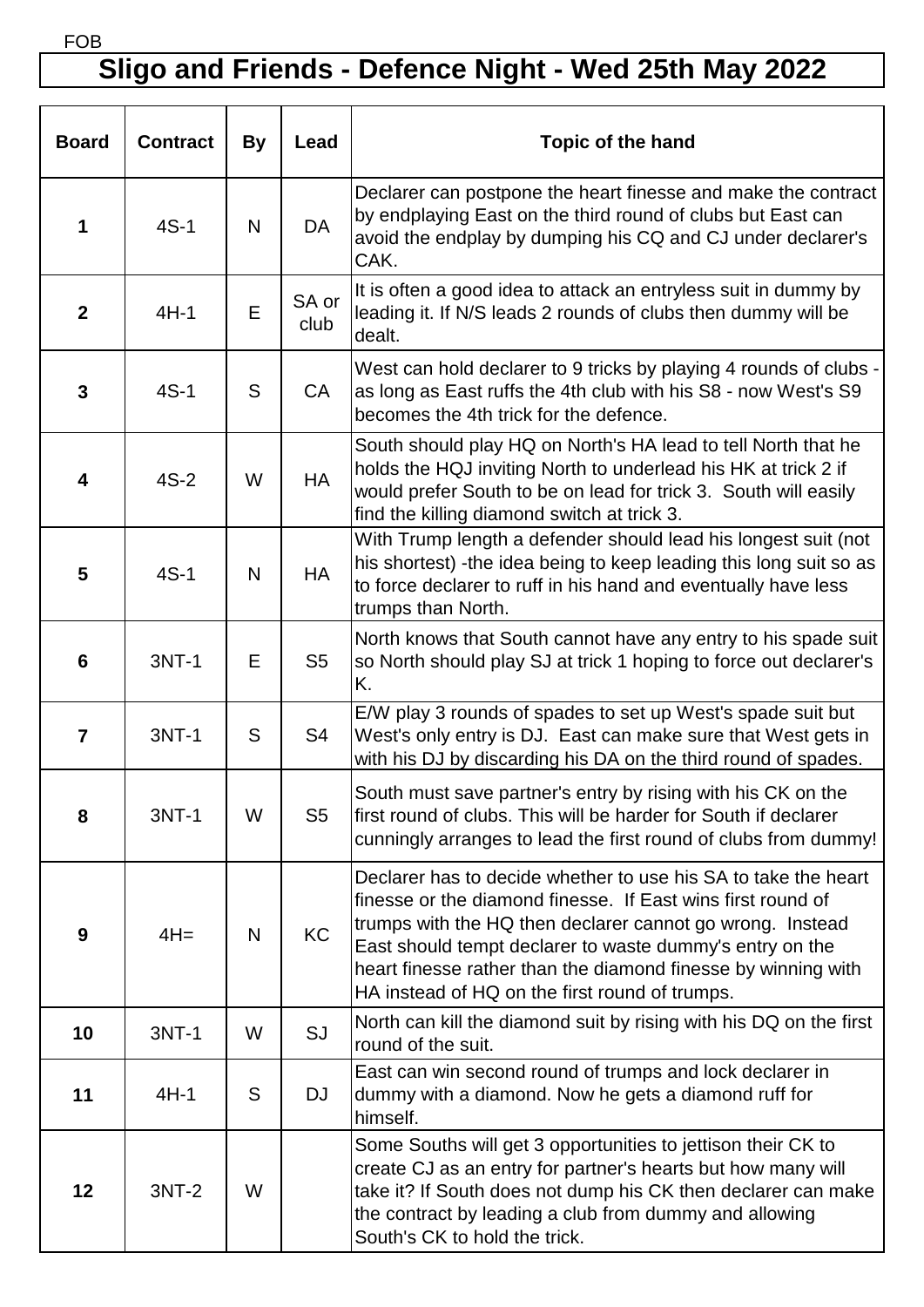FOB

# Sligo and Friends - Defence Night - Wed 25th May 2022

| Board | Contract | By | Lead | Topic of the hand |
|---|---|---|---|---|
| 1 | 4S-1 | N | DA | Declarer can postpone the heart finesse and make the contract by endplaying East on the third round of clubs but East can avoid the endplay by dumping his CQ and CJ under declarer's CAK. |
| 2 | 4H-1 | E | SA or club | It is often a good idea to attack an entryless suit in dummy by leading it. If N/S leads 2 rounds of clubs then dummy will be dealt. |
| 3 | 4S-1 | S | CA | West can hold declarer to 9 tricks by playing 4 rounds of clubs - as long as East ruffs the 4th club with his S8 - now West's S9 becomes the 4th trick for the defence. |
| 4 | 4S-2 | W | HA | South should play HQ on North's HA lead to tell North that he holds the HQJ inviting North to underlead his HK at trick 2 if would prefer South to be on lead for trick 3. South will easily find the killing diamond switch at trick 3. |
| 5 | 4S-1 | N | HA | With Trump length a defender should lead his longest suit (not his shortest) -the idea being to keep leading this long suit so as to force declarer to ruff in his hand and eventually have less trumps than North. |
| 6 | 3NT-1 | E | S5 | North knows that South cannot have any entry to his spade suit so North should play SJ at trick 1 hoping to force out declarer's K. |
| 7 | 3NT-1 | S | S4 | E/W play 3 rounds of spades to set up West's spade suit but West's only entry is DJ. East can make sure that West gets in with his DJ by discarding his DA on the third round of spades. |
| 8 | 3NT-1 | W | S5 | South must save partner's entry by rising with his CK on the first round of clubs. This will be harder for South if declarer cunningly arranges to lead the first round of clubs from dummy! |
| 9 | 4H= | N | KC | Declarer has to decide whether to use his SA to take the heart finesse or the diamond finesse. If East wins first round of trumps with the HQ then declarer cannot go wrong. Instead East should tempt declarer to waste dummy's entry on the heart finesse rather than the diamond finesse by winning with HA instead of HQ on the first round of trumps. |
| 10 | 3NT-1 | W | SJ | North can kill the diamond suit by rising with his DQ on the first round of the suit. |
| 11 | 4H-1 | S | DJ | East can win second round of trumps and lock declarer in dummy with a diamond. Now he gets a diamond ruff for himself. |
| 12 | 3NT-2 | W | | Some Souths will get 3 opportunities to jettison their CK to create CJ as an entry for partner's hearts but how many will take it? If South does not dump his CK then declarer can make the contract by leading a club from dummy and allowing South's CK to hold the trick. |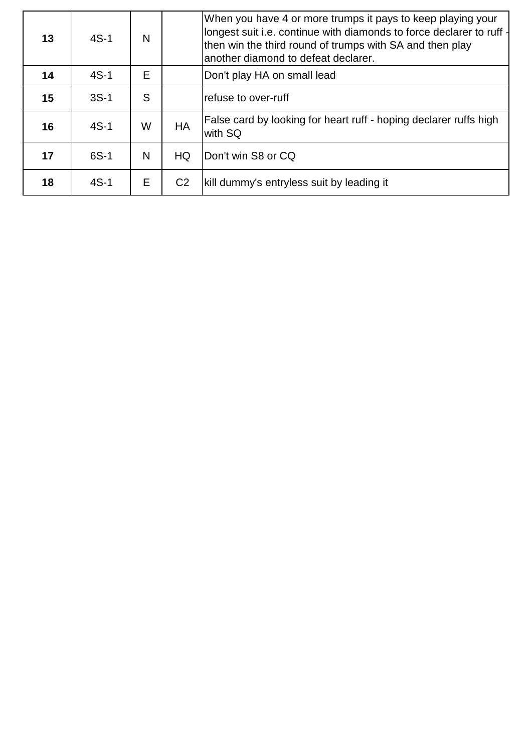| | | | | |
|---|---|---|---|---|
| **13** | 4S-1 | N | | When you have 4 or more trumps it pays to keep playing your longest suit i.e. continue with diamonds to force declarer to ruff - then win the third round of trumps with SA and then play another diamond to defeat declarer. |
| **14** | 4S-1 | E | | Don't play HA on small lead |
| **15** | 3S-1 | S | | refuse to over-ruff |
| **16** | 4S-1 | W | HA | False card by looking for heart ruff - hoping declarer ruffs high with SQ |
| **17** | 6S-1 | N | HQ | Don't win S8 or CQ |
| **18** | 4S-1 | E | C2 | kill dummy's entryless suit by leading it |